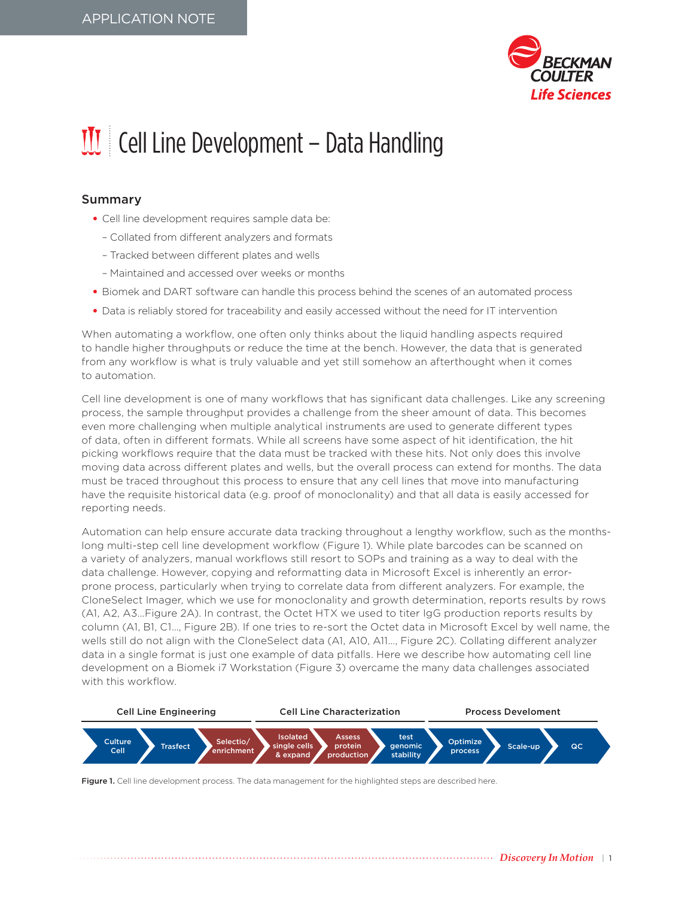APPLICATION NOTE

# Cell Line Development – Data Handling

## Summary

- Cell line development requires sample data be:
  - Collated from different analyzers and formats
  - Tracked between different plates and wells
  - Maintained and accessed over weeks or months
- Biomek and DART software can handle this process behind the scenes of an automated process
- Data is reliably stored for traceability and easily accessed without the need for IT intervention

When automating a workflow, one often only thinks about the liquid handling aspects required to handle higher throughputs or reduce the time at the bench. However, the data that is generated from any workflow is what is truly valuable and yet still somehow an afterthought when it comes to automation.

Cell line development is one of many workflows that has significant data challenges. Like any screening process, the sample throughput provides a challenge from the sheer amount of data. This becomes even more challenging when multiple analytical instruments are used to generate different types of data, often in different formats. While all screens have some aspect of hit identification, the hit picking workflows require that the data must be tracked with these hits. Not only does this involve moving data across different plates and wells, but the overall process can extend for months. The data must be traced throughout this process to ensure that any cell lines that move into manufacturing have the requisite historical data (e.g. proof of monoclonality) and that all data is easily accessed for reporting needs.

Automation can help ensure accurate data tracking throughout a lengthy workflow, such as the months-long multi-step cell line development workflow (Figure 1). While plate barcodes can be scanned on a variety of analyzers, manual workflows still resort to SOPs and training as a way to deal with the data challenge. However, copying and reformatting data in Microsoft Excel is inherently an error-prone process, particularly when trying to correlate data from different analyzers. For example, the CloneSelect Imager, which we use for monoclonality and growth determination, reports results by rows (A1, A2, A3…Figure 2A). In contrast, the Octet HTX we used to titer IgG production reports results by column (A1, B1, C1…, Figure 2B). If one tries to re-sort the Octet data in Microsoft Excel by well name, the wells still do not align with the CloneSelect data (A1, A10, A11…, Figure 2C). Collating different analyzer data in a single format is just one example of data pitfalls. Here we describe how automating cell line development on a Biomek i7 Workstation (Figure 3) overcame the many data challenges associated with this workflow.

| Cell Line Engineering | | | Cell Line Characterization | | | Process Develoment | | |
|---|---|---|---|---|---|---|---|---|
| Culture Cell | Trasfect | Selectio/ enrichment | Isolated single cells & expand | Assess protein production | test genomic stability | Optimize process | Scale-up | QC |

**Figure 1.** Cell line development process. The data management for the highlighted steps are described here.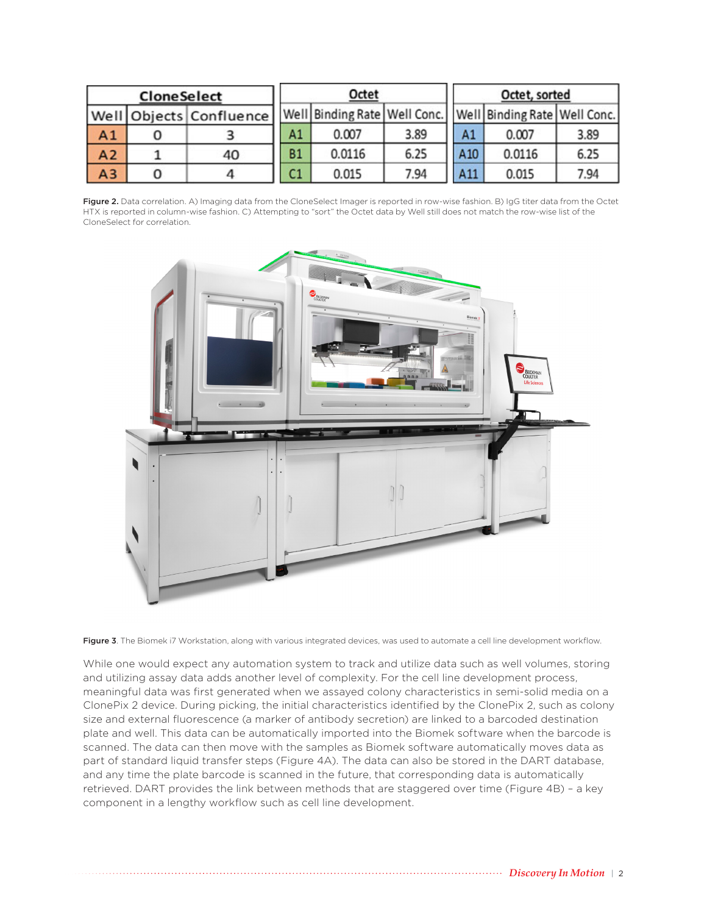| CloneSelect | | |
|---|---|---|
| Well | Objects | Confluence |
| A1 | 0 | 3 |
| A2 | 1 | 40 |
| A3 | 0 | 4 |

| Octet | | |
|---|---|---|
| Well | Binding Rate | Well Conc. |
| A1 | 0.007 | 3.89 |
| B1 | 0.0116 | 6.25 |
| C1 | 0.015 | 7.94 |

| Octet, sorted | | |
|---|---|---|
| Well | Binding Rate | Well Conc. |
| A1 | 0.007 | 3.89 |
| A10 | 0.0116 | 6.25 |
| A11 | 0.015 | 7.94 |

**Figure 2.** Data correlation. A) Imaging data from the CloneSelect Imager is reported in row-wise fashion. B) IgG titer data from the Octet HTX is reported in column-wise fashion. C) Attempting to "sort" the Octet data by Well still does not match the row-wise list of the CloneSelect for correlation.

**Figure 3**. The Biomek i7 Workstation, along with various integrated devices, was used to automate a cell line development workflow.

While one would expect any automation system to track and utilize data such as well volumes, storing and utilizing assay data adds another level of complexity. For the cell line development process, meaningful data was first generated when we assayed colony characteristics in semi-solid media on a ClonePix 2 device. During picking, the initial characteristics identified by the ClonePix 2, such as colony size and external fluorescence (a marker of antibody secretion) are linked to a barcoded destination plate and well. This data can be automatically imported into the Biomek software when the barcode is scanned. The data can then move with the samples as Biomek software automatically moves data as part of standard liquid transfer steps (Figure 4A). The data can also be stored in the DART database, and any time the plate barcode is scanned in the future, that corresponding data is automatically retrieved. DART provides the link between methods that are staggered over time (Figure 4B) – a key component in a lengthy workflow such as cell line development.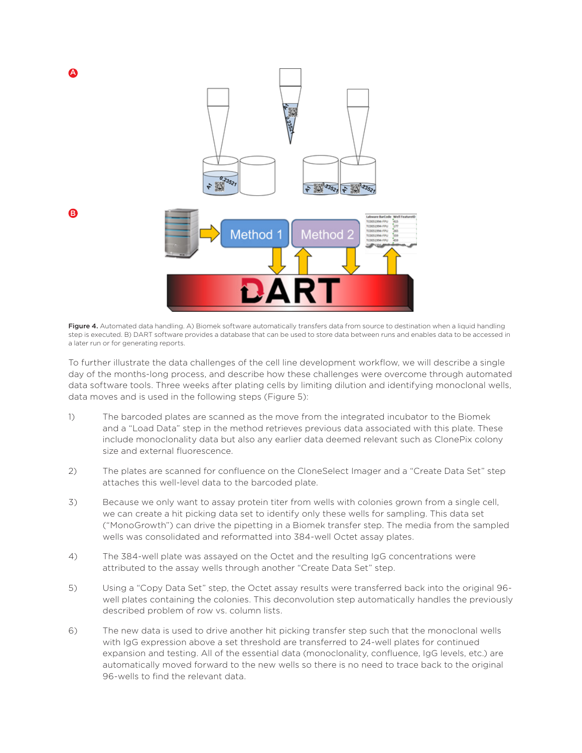**Figure 4.** Automated data handling. A) Biomek software automatically transfers data from source to destination when a liquid handling step is executed. B) DART software provides a database that can be used to store data between runs and enables data to be accessed in a later run or for generating reports.

To further illustrate the data challenges of the cell line development workflow, we will describe a single day of the months-long process, and describe how these challenges were overcome through automated data software tools. Three weeks after plating cells by limiting dilution and identifying monoclonal wells, data moves and is used in the following steps (Figure 5):

1) The barcoded plates are scanned as the move from the integrated incubator to the Biomek and a "Load Data" step in the method retrieves previous data associated with this plate. These include monoclonality data but also any earlier data deemed relevant such as ClonePix colony size and external fluorescence.

2) The plates are scanned for confluence on the CloneSelect Imager and a "Create Data Set" step attaches this well-level data to the barcoded plate.

3) Because we only want to assay protein titer from wells with colonies grown from a single cell, we can create a hit picking data set to identify only these wells for sampling. This data set ("MonoGrowth") can drive the pipetting in a Biomek transfer step. The media from the sampled wells was consolidated and reformatted into 384-well Octet assay plates.

4) The 384-well plate was assayed on the Octet and the resulting IgG concentrations were attributed to the assay wells through another "Create Data Set" step.

5) Using a "Copy Data Set" step, the Octet assay results were transferred back into the original 96-well plates containing the colonies. This deconvolution step automatically handles the previously described problem of row vs. column lists.

6) The new data is used to drive another hit picking transfer step such that the monoclonal wells with IgG expression above a set threshold are transferred to 24-well plates for continued expansion and testing. All of the essential data (monoclonality, confluence, IgG levels, etc.) are automatically moved forward to the new wells so there is no need to trace back to the original 96-wells to find the relevant data.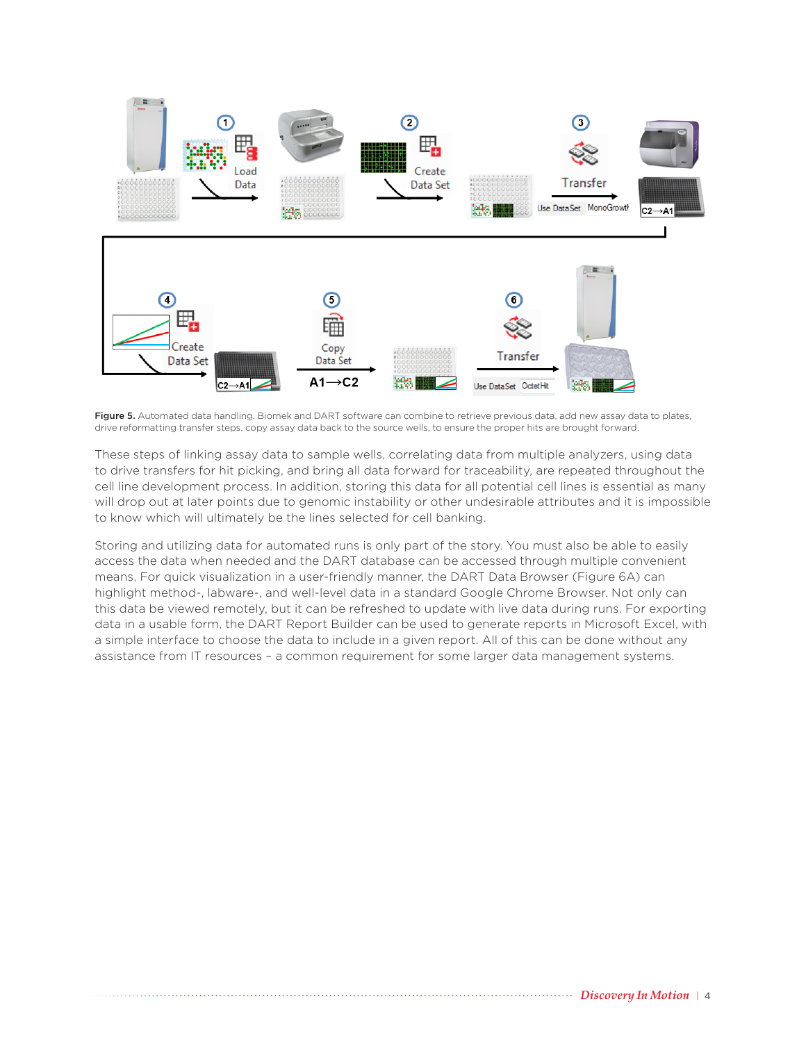**Figure 5.** Automated data handling. Biomek and DART software can combine to retrieve previous data, add new assay data to plates, drive reformatting transfer steps, copy assay data back to the source wells, to ensure the proper hits are brought forward.

These steps of linking assay data to sample wells, correlating data from multiple analyzers, using data to drive transfers for hit picking, and bring all data forward for traceability, are repeated throughout the cell line development process. In addition, storing this data for all potential cell lines is essential as many will drop out at later points due to genomic instability or other undesirable attributes and it is impossible to know which will ultimately be the lines selected for cell banking.

Storing and utilizing data for automated runs is only part of the story. You must also be able to easily access the data when needed and the DART database can be accessed through multiple convenient means. For quick visualization in a user-friendly manner, the DART Data Browser (Figure 6A) can highlight method-, labware-, and well-level data in a standard Google Chrome Browser. Not only can this data be viewed remotely, but it can be refreshed to update with live data during runs. For exporting data in a usable form, the DART Report Builder can be used to generate reports in Microsoft Excel, with a simple interface to choose the data to include in a given report. All of this can be done without any assistance from IT resources – a common requirement for some larger data management systems.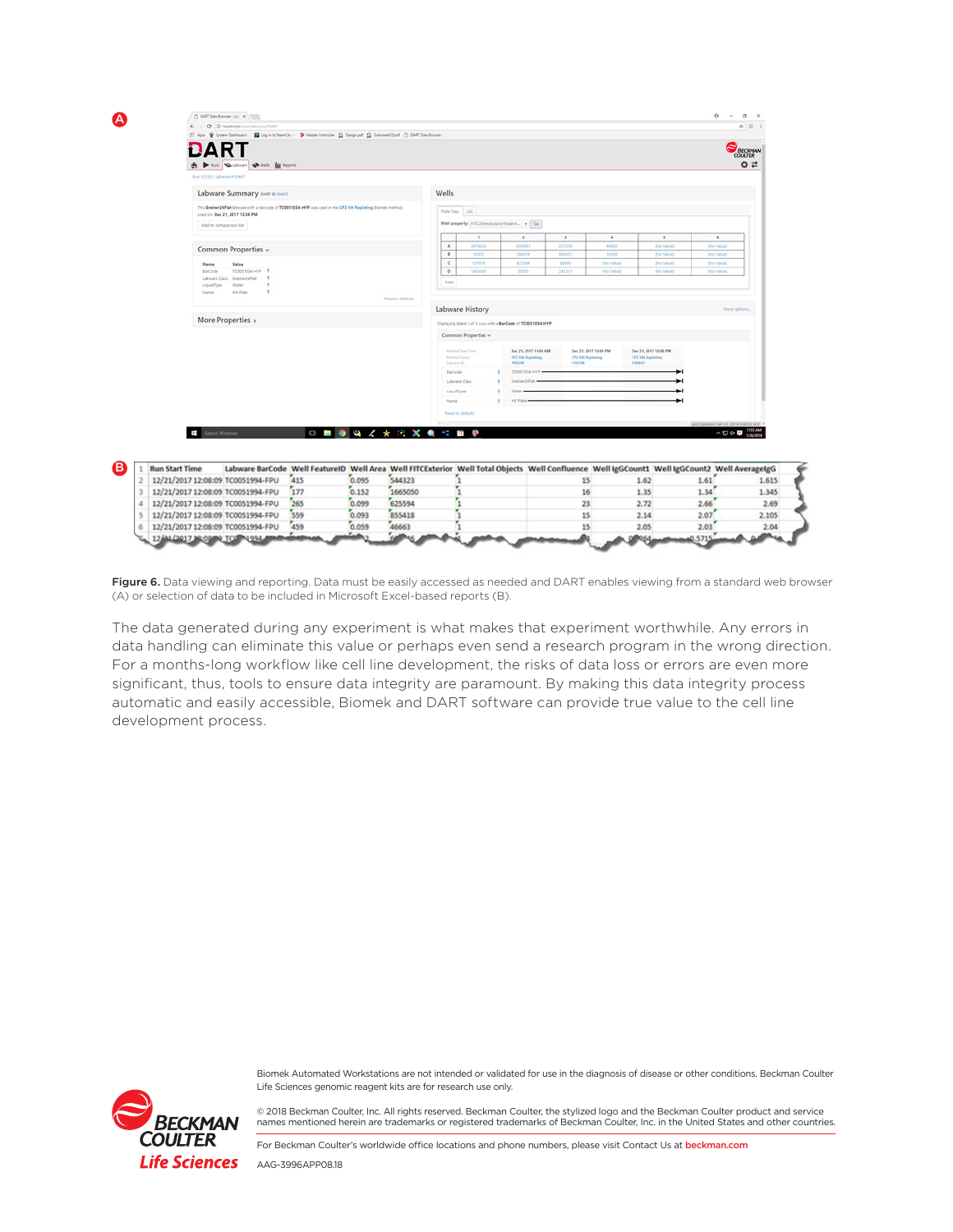**A**

**B**

| | Run Start Time | Labware BarCode | Well FeatureID | Well Area | Well FITCExterior | Well Total Objects | Well Confluence | Well IgGCount1 | Well IgGCount2 | Well AverageIgG |
|---|---|---|---|---|---|---|---|---|---|---|
| 2 | 12/21/2017 12:08:09 | TC0051994-FPU | 415 | 0.095 | 544323 | 1 | 15 | 1.62 | 1.61 | 1.615 |
| 3 | 12/21/2017 12:08:09 | TC0051994-FPU | 177 | 0.152 | 1665050 | 1 | 16 | 1.35 | 1.34 | 1.345 |
| 4 | 12/21/2017 12:08:09 | TC0051994-FPU | 265 | 0.099 | 625594 | 1 | 23 | 2.72 | 2.66 | 2.69 |
| 5 | 12/21/2017 12:08:09 | TC0051994-FPU | 559 | 0.093 | 855418 | 1 | 15 | 2.14 | 2.07 | 2.105 |
| 6 | 12/21/2017 12:08:09 | TC0051994-FPU | 459 | 0.059 | 46663 | 1 | 15 | 2.05 | 2.03 | 2.04 |

**Figure 6.** Data viewing and reporting. Data must be easily accessed as needed and DART enables viewing from a standard web browser (A) or selection of data to be included in Microsoft Excel-based reports (B).

The data generated during any experiment is what makes that experiment worthwhile. Any errors in data handling can eliminate this value or perhaps even send a research program in the wrong direction. For a months-long workflow like cell line development, the risks of data loss or errors are even more significant, thus, tools to ensure data integrity are paramount. By making this data integrity process automatic and easily accessible, Biomek and DART software can provide true value to the cell line development process.

Biomek Automated Workstations are not intended or validated for use in the diagnosis of disease or other conditions. Beckman Coulter Life Sciences genomic reagent kits are for research use only.

© 2018 Beckman Coulter, Inc. All rights reserved. Beckman Coulter, the stylized logo and the Beckman Coulter product and service names mentioned herein are trademarks or registered trademarks of Beckman Coulter, Inc. in the United States and other countries.

For Beckman Coulter's worldwide office locations and phone numbers, please visit Contact Us at **beckman.com**

AAG-3996APP08.18

BECKMAN COULTER Life Sciences